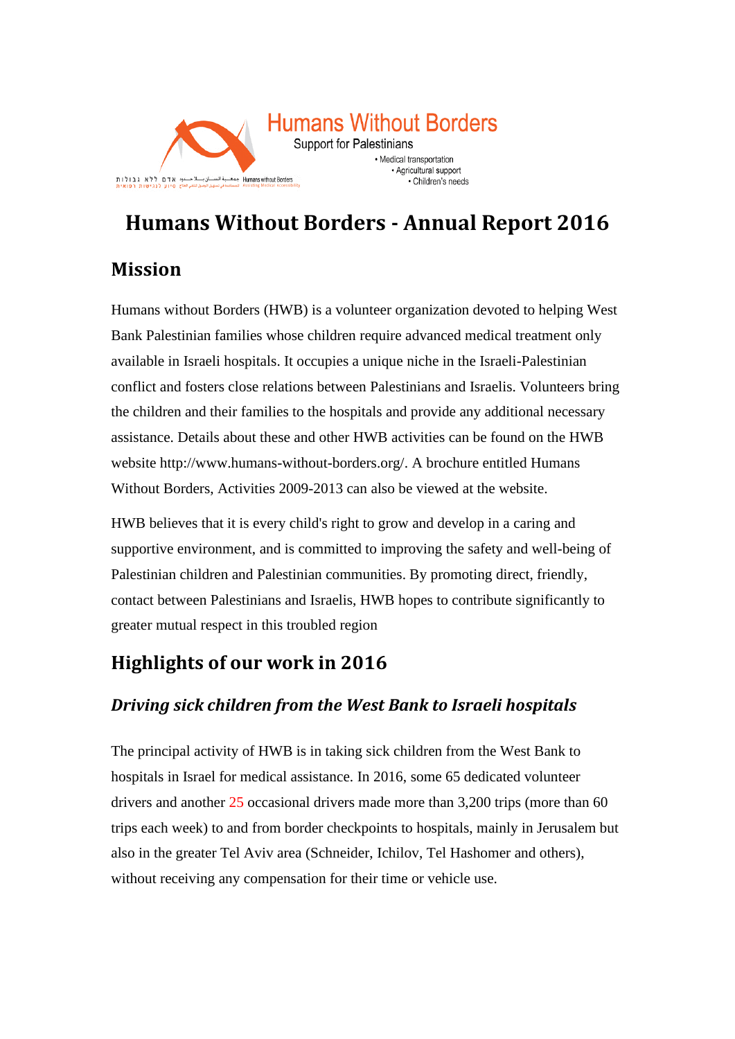Humans Without Borders

Support for Palestinians

- Medical transportation
- Agricultural support
- Children's needs

# Humans Without Borders - Annual Report 2016

## Mission

Humans without Borders (HWB) is a volunteer organization devoted to helping West Bank Palestinian families whose children require advanced medical treatment only available in Israeli hospitals. It occupies a unique niche in the Israeli-Palestinian conflict and fosters close relations between Palestinians and Israelis. Volunteers bring the children and their families to the hospitals and provide any additional necessary assistance. Details about these and other HWB activities can be found on the HWB website http://www.humans-without-borders.org/. A brochure entitled Humans Without Borders, Activities 2009-2013 can also be viewed at the website.

HWB believes that it is every child's right to grow and develop in a caring and supportive environment, and is committed to improving the safety and well-being of Palestinian children and Palestinian communities. By promoting direct, friendly, contact between Palestinians and Israelis, HWB hopes to contribute significantly to greater mutual respect in this troubled region

## Highlights of our work in 2016

### *Driving sick children from the West Bank to Israeli hospitals*

The principal activity of HWB is in taking sick children from the West Bank to hospitals in Israel for medical assistance. In 2016, some 65 dedicated volunteer drivers and another 25 occasional drivers made more than 3,200 trips (more than 60 trips each week) to and from border checkpoints to hospitals, mainly in Jerusalem but also in the greater Tel Aviv area (Schneider, Ichilov, Tel Hashomer and others), without receiving any compensation for their time or vehicle use.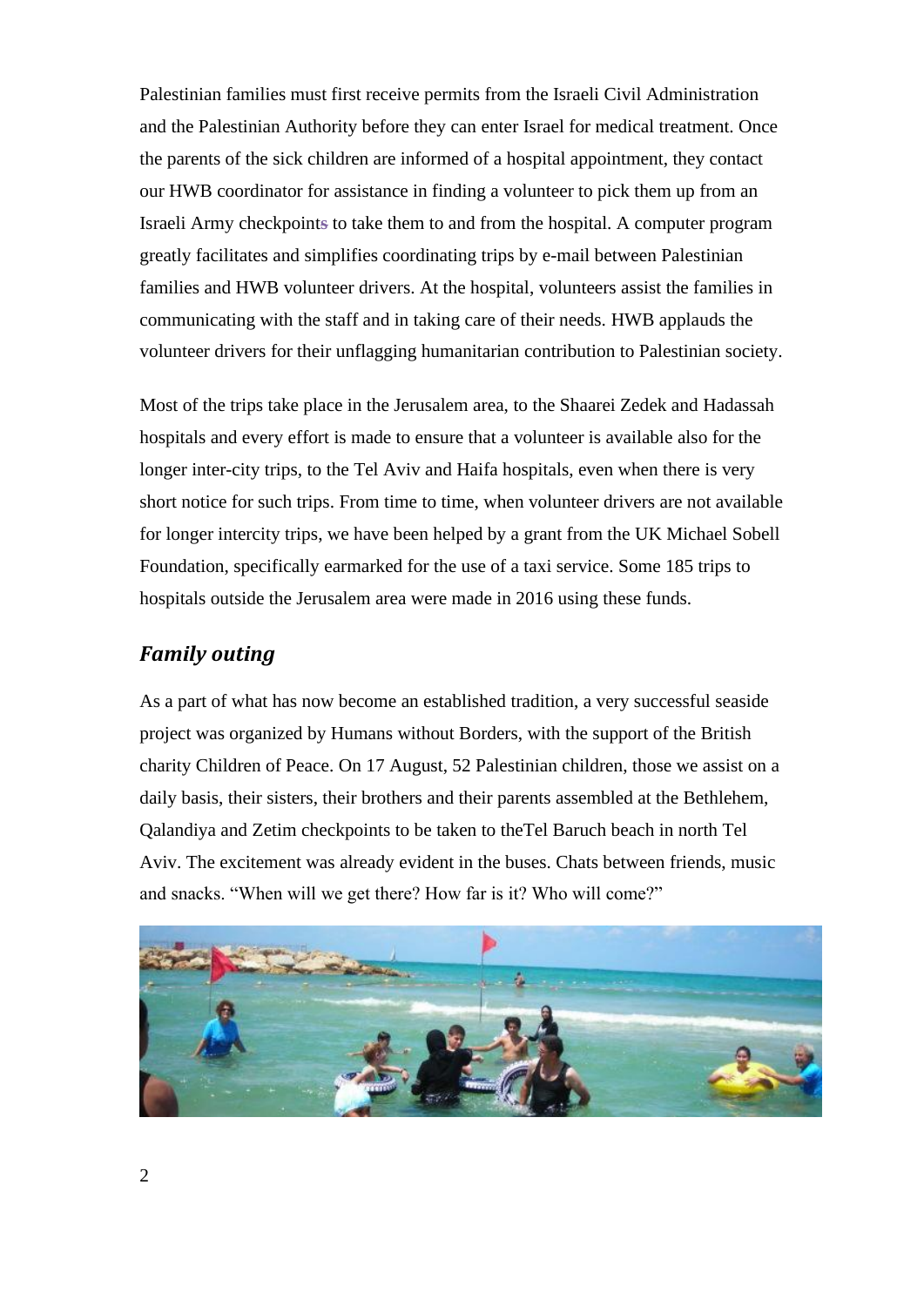Palestinian families must first receive permits from the Israeli Civil Administration and the Palestinian Authority before they can enter Israel for medical treatment. Once the parents of the sick children are informed of a hospital appointment, they contact our HWB coordinator for assistance in finding a volunteer to pick them up from an Israeli Army checkpoints to take them to and from the hospital. A computer program greatly facilitates and simplifies coordinating trips by e-mail between Palestinian families and HWB volunteer drivers. At the hospital, volunteers assist the families in communicating with the staff and in taking care of their needs. HWB applauds the volunteer drivers for their unflagging humanitarian contribution to Palestinian society.

Most of the trips take place in the Jerusalem area, to the Shaarei Zedek and Hadassah hospitals and every effort is made to ensure that a volunteer is available also for the longer inter-city trips, to the Tel Aviv and Haifa hospitals, even when there is very short notice for such trips. From time to time, when volunteer drivers are not available for longer intercity trips, we have been helped by a grant from the UK Michael Sobell Foundation, specifically earmarked for the use of a taxi service. Some 185 trips to hospitals outside the Jerusalem area were made in 2016 using these funds.

## *Family outing*

As a part of what has now become an established tradition, a very successful seaside project was organized by Humans without Borders, with the support of the British charity Children of Peace. On 17 August, 52 Palestinian children, those we assist on a daily basis, their sisters, their brothers and their parents assembled at the Bethlehem, Qalandiya and Zetim checkpoints to be taken to theTel Baruch beach in north Tel Aviv. The excitement was already evident in the buses. Chats between friends, music and snacks. “When will we get there? How far is it? Who will come?”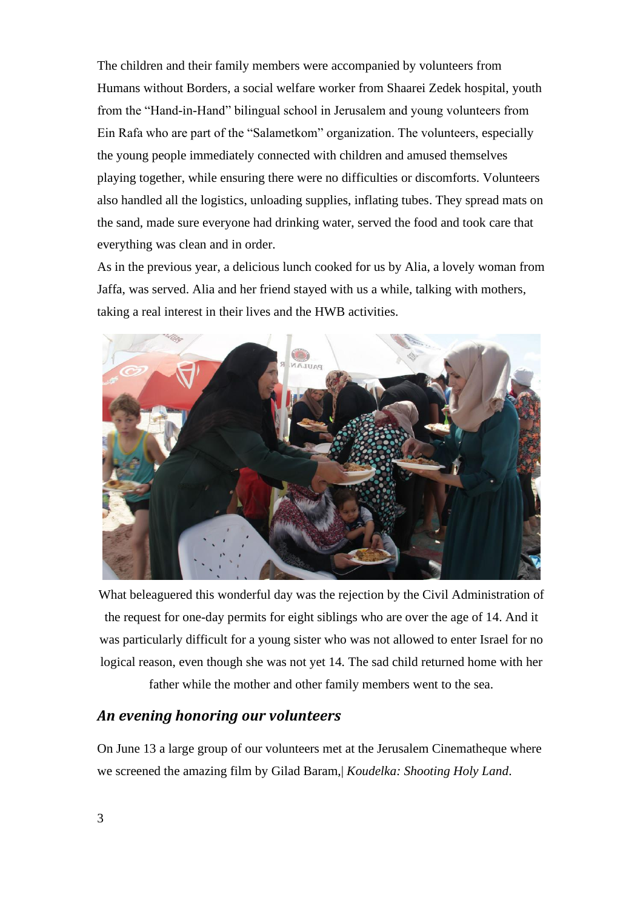The children and their family members were accompanied by volunteers from Humans without Borders, a social welfare worker from Shaarei Zedek hospital, youth from the "Hand-in-Hand" bilingual school in Jerusalem and young volunteers from Ein Rafa who are part of the "Salametkom" organization. The volunteers, especially the young people immediately connected with children and amused themselves playing together, while ensuring there were no difficulties or discomforts. Volunteers also handled all the logistics, unloading supplies, inflating tubes. They spread mats on the sand, made sure everyone had drinking water, served the food and took care that everything was clean and in order.

As in the previous year, a delicious lunch cooked for us by Alia, a lovely woman from Jaffa, was served. Alia and her friend stayed with us a while, talking with mothers, taking a real interest in their lives and the HWB activities.

What beleaguered this wonderful day was the rejection by the Civil Administration of the request for one-day permits for eight siblings who are over the age of 14. And it was particularly difficult for a young sister who was not allowed to enter Israel for no logical reason, even though she was not yet 14. The sad child returned home with her father while the mother and other family members went to the sea.

### *An evening honoring our volunteers*

On June 13 a large group of our volunteers met at the Jerusalem Cinematheque where we screened the amazing film by Gilad Baram,| *Koudelka: Shooting Holy Land*.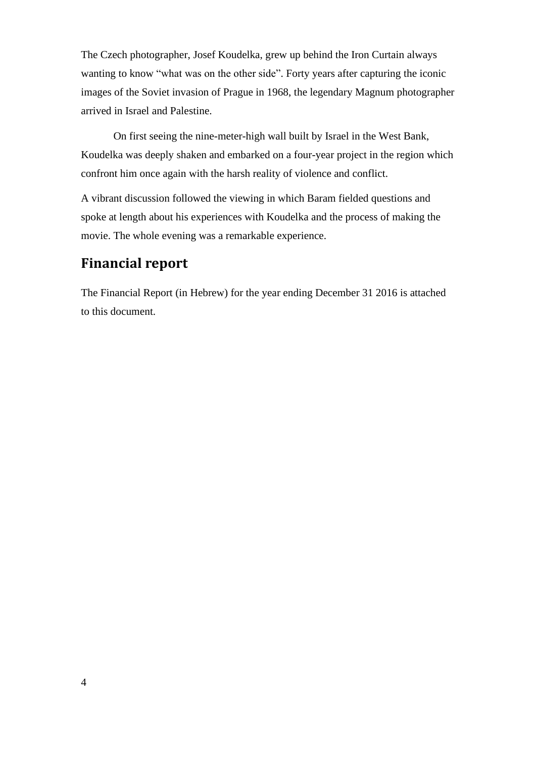The Czech photographer, Josef Koudelka, grew up behind the Iron Curtain always wanting to know "what was on the other side". Forty years after capturing the iconic images of the Soviet invasion of Prague in 1968, the legendary Magnum photographer arrived in Israel and Palestine.

On first seeing the nine-meter-high wall built by Israel in the West Bank, Koudelka was deeply shaken and embarked on a four-year project in the region which confront him once again with the harsh reality of violence and conflict.

A vibrant discussion followed the viewing in which Baram fielded questions and spoke at length about his experiences with Koudelka and the process of making the movie. The whole evening was a remarkable experience.

## Financial report

The Financial Report (in Hebrew) for the year ending December 31 2016 is attached to this document.